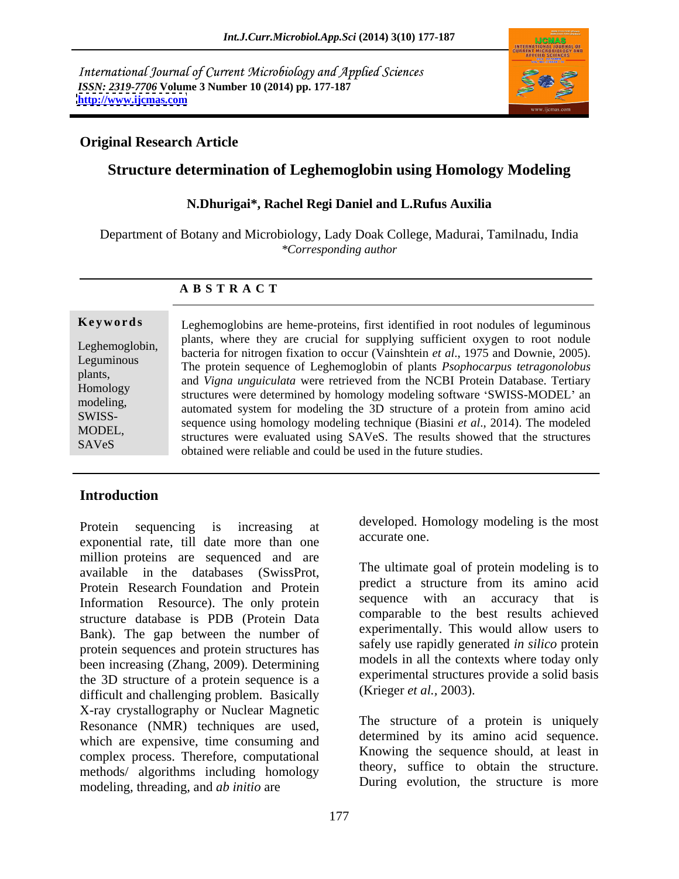International Journal of Current Microbiology and Applied Sciences
*ISSN: 2319-7706* **Volume 3 Number 10 (2014) pp. 177-187**
**http://www.ijcmas.com**

**Original Research Article**

# Structure determination of Leghemoglobin using Homology Modeling

**N.Dhurigai*, Rachel Regi Daniel and L.Rufus Auxilia**

Department of Botany and Microbiology, Lady Doak College, Madurai, Tamilnadu, India
*\*Corresponding author*

## A B S T R A C T

**Keywords**

Leghemoglobin, Leguminous plants, Homology modeling, SWISS-MODEL, SAVeS

Leghemoglobins are heme-proteins, first identified in root nodules of leguminous plants, where they are crucial for supplying sufficient oxygen to root nodule bacteria for nitrogen fixation to occur (Vainshtein *et al*., 1975 and Downie, 2005). The protein sequence of Leghemoglobin of plants *Psophocarpus tetragonolobus* and *Vigna unguiculata* were retrieved from the NCBI Protein Database. Tertiary structures were determined by homology modeling software 'SWISS-MODEL' an automated system for modeling the 3D structure of a protein from amino acid sequence using homology modeling technique (Biasini *et al*., 2014). The modeled structures were evaluated using SAVeS. The results showed that the structures obtained were reliable and could be used in the future studies.

## Introduction

Protein sequencing is increasing at exponential rate, till date more than one million proteins are sequenced and are available in the databases (SwissProt, Protein Research Foundation and Protein Information Resource). The only protein structure database is PDB (Protein Data Bank). The gap between the number of protein sequences and protein structures has been increasing (Zhang, 2009). Determining the 3D structure of a protein sequence is a difficult and challenging problem. Basically X-ray crystallography or Nuclear Magnetic Resonance (NMR) techniques are used, which are expensive, time consuming and complex process. Therefore, computational methods/ algorithms including homology modeling, threading, and *ab initio* are developed. Homology modeling is the most accurate one.

The ultimate goal of protein modeling is to predict a structure from its amino acid sequence with an accuracy that is comparable to the best results achieved experimentally. This would allow users to safely use rapidly generated *in silico* protein models in all the contexts where today only experimental structures provide a solid basis (Krieger *et al.,* 2003).

The structure of a protein is uniquely determined by its amino acid sequence. Knowing the sequence should, at least in theory, suffice to obtain the structure. During evolution, the structure is more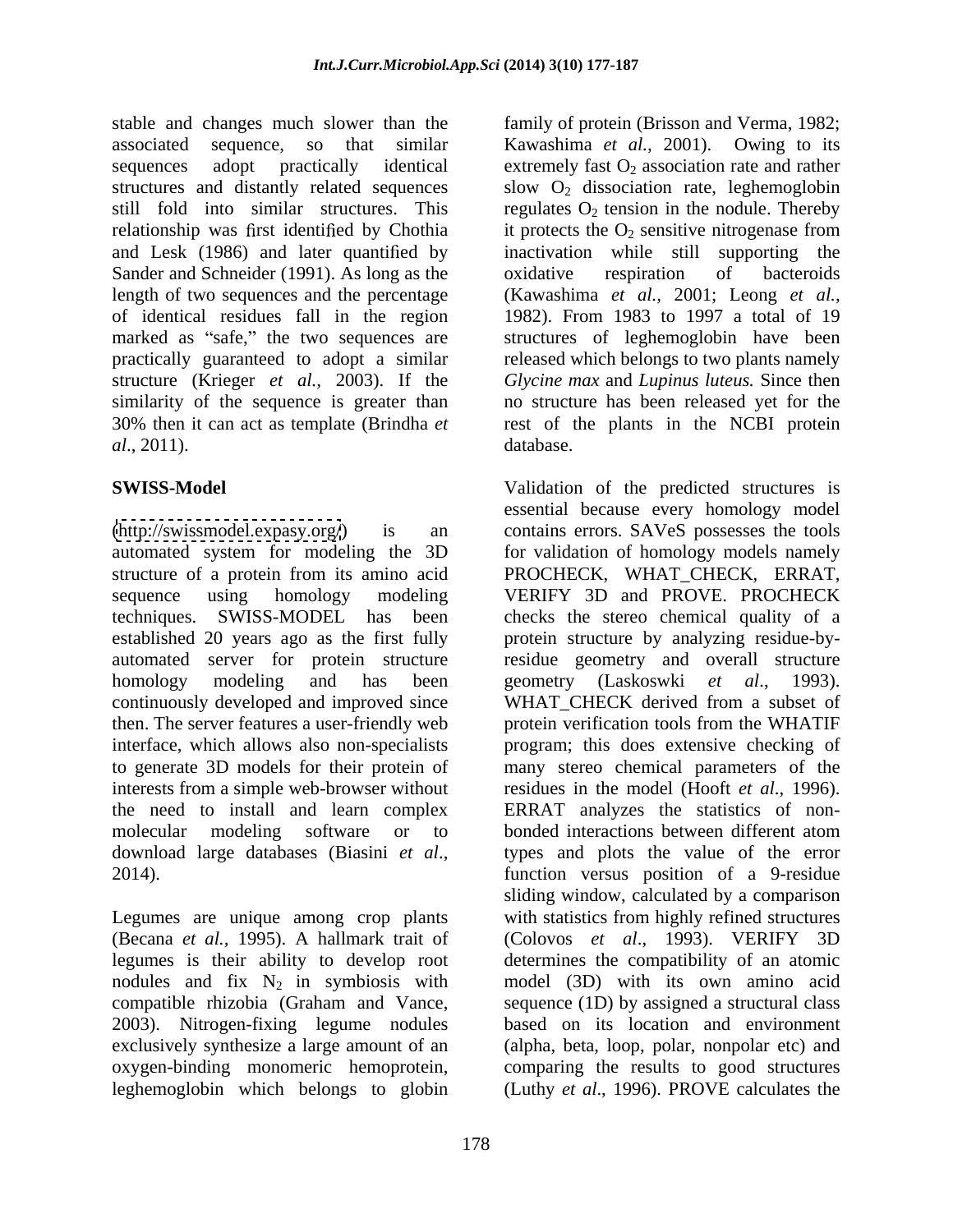stable and changes much slower than the associated sequence, so that similar sequences adopt practically identical structures and distantly related sequences still fold into similar structures. This relationship was first identified by Chothia and Lesk (1986) and later quantified by Sander and Schneider (1991). As long as the length of two sequences and the percentage of identical residues fall in the region marked as "safe," the two sequences are practically guaranteed to adopt a similar structure (Krieger *et al.*, 2003). If the similarity of the sequence is greater than 30% then it can act as template (Brindha *et al*., 2011).

## SWISS-Model

(http://swissmodel.expasy.org/) is an automated system for modeling the 3D structure of a protein from its amino acid sequence using homology modeling techniques. SWISS-MODEL has been established 20 years ago as the first fully automated server for protein structure homology modeling and has been continuously developed and improved since then. The server features a user-friendly web interface, which allows also non-specialists to generate 3D models for their protein of interests from a simple web-browser without the need to install and learn complex molecular modeling software or to download large databases (Biasini *et al*., 2014).

Legumes are unique among crop plants (Becana *et al.*, 1995). A hallmark trait of legumes is their ability to develop root nodules and fix $N_2$ in symbiosis with compatible rhizobia (Graham and Vance, 2003). Nitrogen-fixing legume nodules exclusively synthesize a large amount of an oxygen-binding monomeric hemoprotein, leghemoglobin which belongs to globin family of protein (Brisson and Verma, 1982; Kawashima *et al.*, 2001). Owing to its extremely fast $O_2$ association rate and rather slow $O_2$ dissociation rate, leghemoglobin regulates $O_2$ tension in the nodule. Thereby it protects the $O_2$ sensitive nitrogenase from inactivation while still supporting the oxidative respiration of bacteroids (Kawashima *et al.*, 2001; Leong *et al.*, 1982). From 1983 to 1997 a total of 19 structures of leghemoglobin have been released which belongs to two plants namely *Glycine max* and *Lupinus luteus.* Since then no structure has been released yet for the rest of the plants in the NCBI protein database.

Validation of the predicted structures is essential because every homology model contains errors. SAVeS possesses the tools for validation of homology models namely PROCHECK, WHAT_CHECK, ERRAT, VERIFY 3D and PROVE. PROCHECK checks the stereo chemical quality of a protein structure by analyzing residue-by-residue geometry and overall structure geometry (Laskoswki *et al*., 1993). WHAT_CHECK derived from a subset of protein verification tools from the WHATIF program; this does extensive checking of many stereo chemical parameters of the residues in the model (Hooft *et al*., 1996). ERRAT analyzes the statistics of non-bonded interactions between different atom types and plots the value of the error function versus position of a 9-residue sliding window, calculated by a comparison with statistics from highly refined structures (Colovos *et al*., 1993). VERIFY 3D determines the compatibility of an atomic model (3D) with its own amino acid sequence (1D) by assigned a structural class based on its location and environment (alpha, beta, loop, polar, nonpolar etc) and comparing the results to good structures (Luthy *et al*., 1996). PROVE calculates the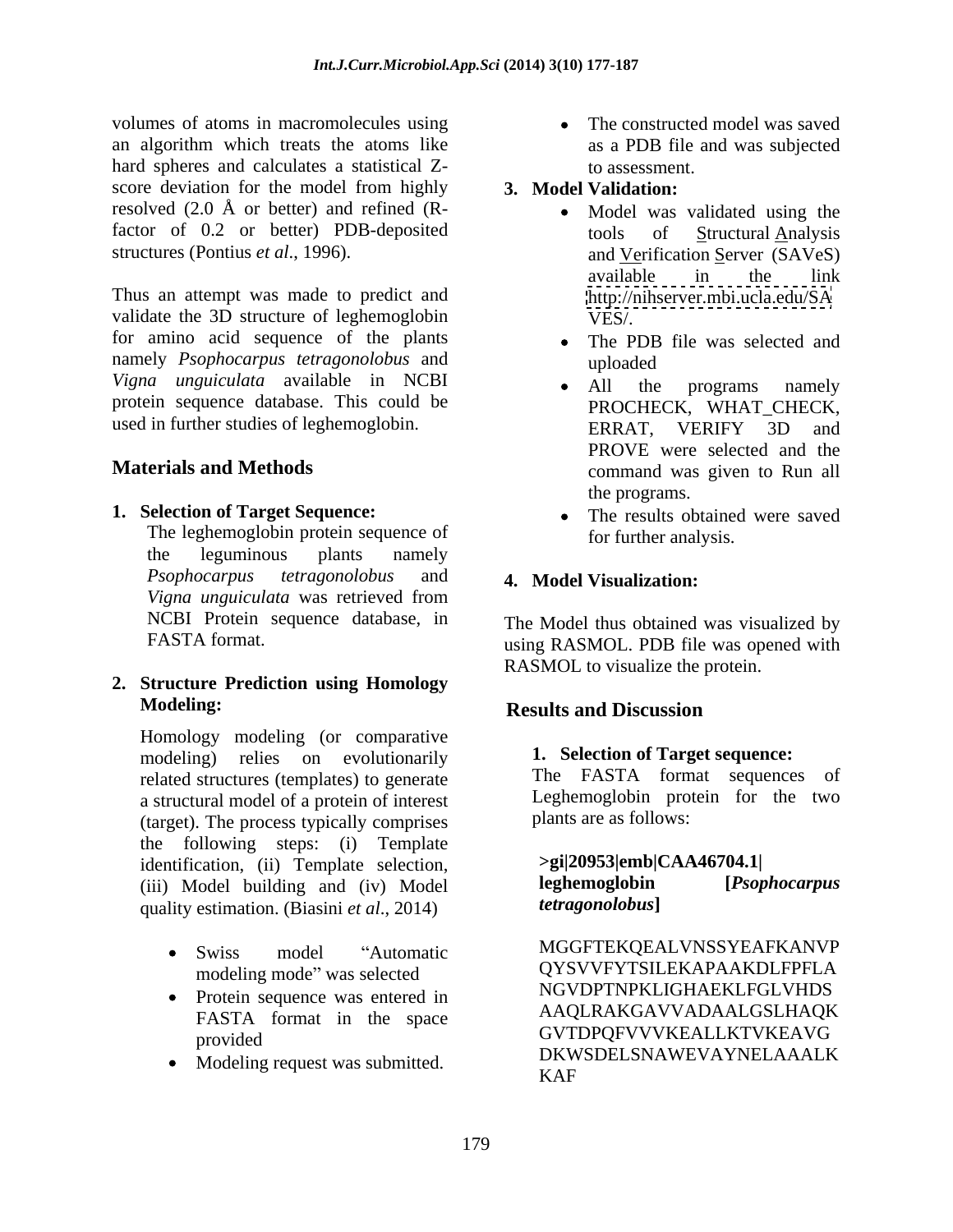volumes of atoms in macromolecules using an algorithm which treats the atoms like hard spheres and calculates a statistical Z-score deviation for the model from highly resolved (2.0 Å or better) and refined (R-factor of 0.2 or better) PDB-deposited structures (Pontius *et al*., 1996).

Thus an attempt was made to predict and validate the 3D structure of leghemoglobin for amino acid sequence of the plants namely *Psophocarpus tetragonolobus* and *Vigna unguiculata* available in NCBI protein sequence database. This could be used in further studies of leghemoglobin.

## Materials and Methods

1. **Selection of Target Sequence:**
   The leghemoglobin protein sequence of the leguminous plants namely *Psophocarpus tetragonolobus* and *Vigna unguiculata* was retrieved from NCBI Protein sequence database, in FASTA format.

2. **Structure Prediction using Homology Modeling:**

   Homology modeling (or comparative modeling) relies on evolutionarily related structures (templates) to generate a structural model of a protein of interest (target). The process typically comprises the following steps: (i) Template identification, (ii) Template selection, (iii) Model building and (iv) Model quality estimation. (Biasini *et al*., 2014)

   - Swiss model "Automatic modeling mode" was selected
   - Protein sequence was entered in FASTA format in the space provided
   - Modeling request was submitted.
   - The constructed model was saved as a PDB file and was subjected to assessment.

3. **Model Validation:**
   - Model was validated using the tools of Structural Analysis and Verification Server (SAVeS) available in the link http://nihserver.mbi.ucla.edu/SAVES/.
   - The PDB file was selected and uploaded
   - All the programs namely PROCHECK, WHAT_CHECK, ERRAT, VERIFY 3D and PROVE were selected and the command was given to Run all the programs.
   - The results obtained were saved for further analysis.

4. **Model Visualization:**

The Model thus obtained was visualized by using RASMOL. PDB file was opened with RASMOL to visualize the protein.

## Results and Discussion

1. **Selection of Target sequence:**
   The FASTA format sequences of Leghemoglobin protein for the two plants are as follows:

**>gi|20953|emb|CAA46704.1| leghemoglobin [*Psophocarpus tetragonolobus*]**

MGGFTEKQEALVNSSYEAFKANVP
QYSVVFYTSILEKAPAAKDLFPFLA
NGVDPTNPKLIGHAEKLFGLVHDS
AAQLRAKGAVVADAALGSLHAQK
GVTDPQFVVVKEALLKTVKEAVG
DKWSDELSNAWEVAYNELAAALK
KAF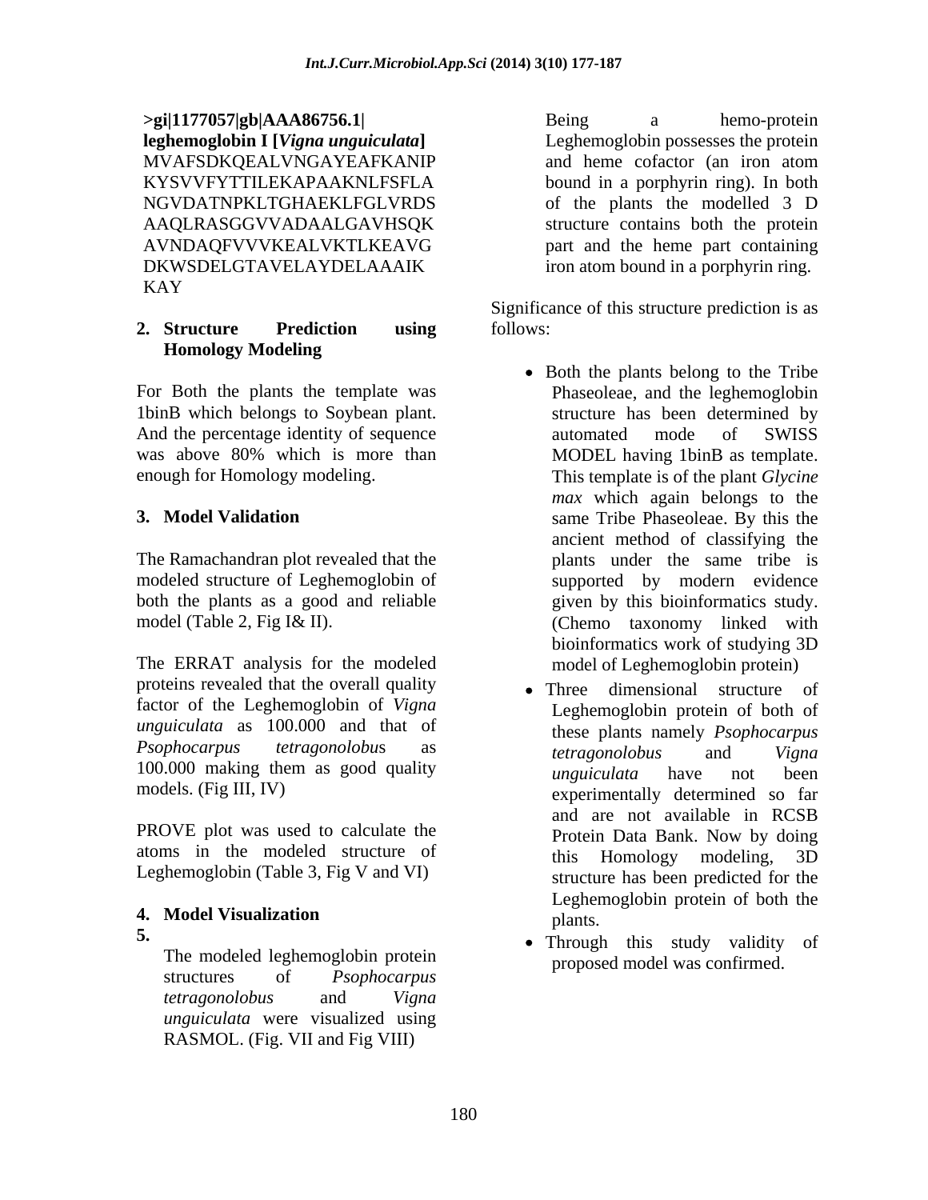**>gi|1177057|gb|AAA86756.1| leghemoglobin I [*Vigna unguiculata*]**
MVAFSDKQEALVNGAYEAFKANIP
KYSVVFYTTILEKAPAAKNLFSFLA
NGVDATNPKLTGHAEKLFGLVRDS
AAQLRASGGVVADAALGAVHSQK
AVNDAQFVVVKEALVKTLKEAVG
DKWSDELGTAVELAYDELAAAIK
KAY

**2. Structure Prediction using Homology Modeling**

For Both the plants the template was 1binB which belongs to Soybean plant. And the percentage identity of sequence was above 80% which is more than enough for Homology modeling.

**3. Model Validation**

The Ramachandran plot revealed that the modeled structure of Leghemoglobin of both the plants as a good and reliable model (Table 2, Fig I& II).

The ERRAT analysis for the modeled proteins revealed that the overall quality factor of the Leghemoglobin of *Vigna unguiculata* as 100.000 and that of *Psophocarpus tetragonolobu*s as 100.000 making them as good quality models. (Fig III, IV)

PROVE plot was used to calculate the atoms in the modeled structure of Leghemoglobin (Table 3, Fig V and VI)

**4. Model Visualization**

**5.**

The modeled leghemoglobin protein structures of *Psophocarpus tetragonolobus* and *Vigna unguiculata* were visualized using RASMOL. (Fig. VII and Fig VIII)

Being a hemo-protein Leghemoglobin possesses the protein and heme cofactor (an iron atom bound in a porphyrin ring). In both of the plants the modelled 3 D structure contains both the protein part and the heme part containing iron atom bound in a porphyrin ring.

Significance of this structure prediction is as follows:

- Both the plants belong to the Tribe Phaseoleae, and the leghemoglobin structure has been determined by automated mode of SWISS MODEL having 1binB as template. This template is of the plant *Glycine max* which again belongs to the same Tribe Phaseoleae. By this the ancient method of classifying the plants under the same tribe is supported by modern evidence given by this bioinformatics study. (Chemo taxonomy linked with bioinformatics work of studying 3D model of Leghemoglobin protein)
- Three dimensional structure of Leghemoglobin protein of both of these plants namely *Psophocarpus tetragonolobus* and *Vigna unguiculata* have not been experimentally determined so far and are not available in RCSB Protein Data Bank. Now by doing this Homology modeling, 3D structure has been predicted for the Leghemoglobin protein of both the plants.
- Through this study validity of proposed model was confirmed.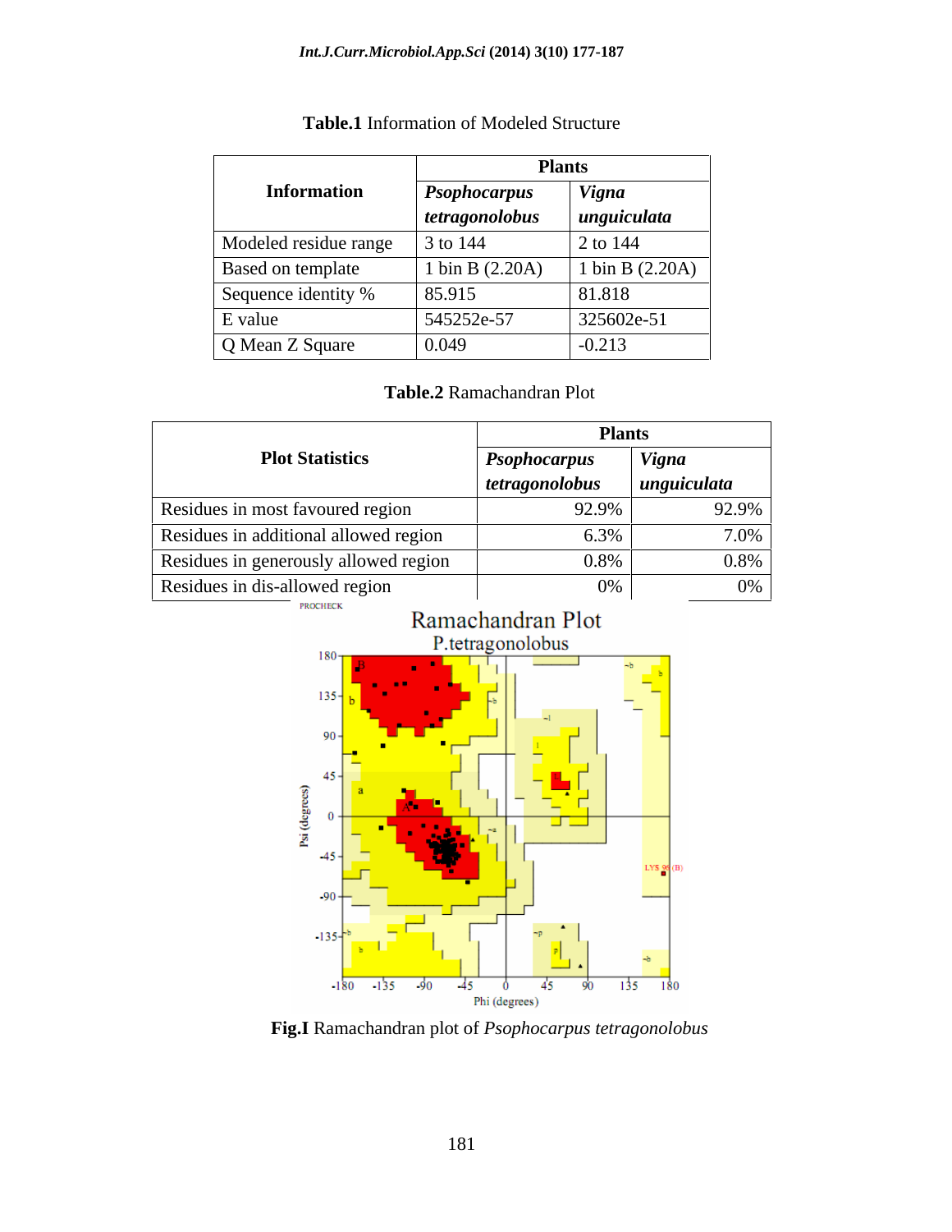**Table.1** Information of Modeled Structure

| Information | Plants | |
|---|---|---|
| | ***Psophocarpus tetragonolobus*** | ***Vigna unguiculata*** |
| Modeled residue range | 3 to 144 | 2 to 144 |
| Based on template | 1 bin B (2.20A) | 1 bin B (2.20A) |
| Sequence identity % | 85.915 | 81.818 |
| E value | 545252e-57 | 325602e-51 |
| Q Mean Z Square | 0.049 | -0.213 |

**Table.2** Ramachandran Plot

| Plot Statistics | Plants | |
|---|---|---|
| | ***Psophocarpus tetragonolobus*** | ***Vigna unguiculata*** |
| Residues in most favoured region | 92.9% | 92.9% |
| Residues in additional allowed region | 6.3% | 7.0% |
| Residues in generously allowed region | 0.8% | 0.8% |
| Residues in dis-allowed region | 0% | 0% |

**Fig.I** Ramachandran plot of *Psophocarpus tetragonolobus*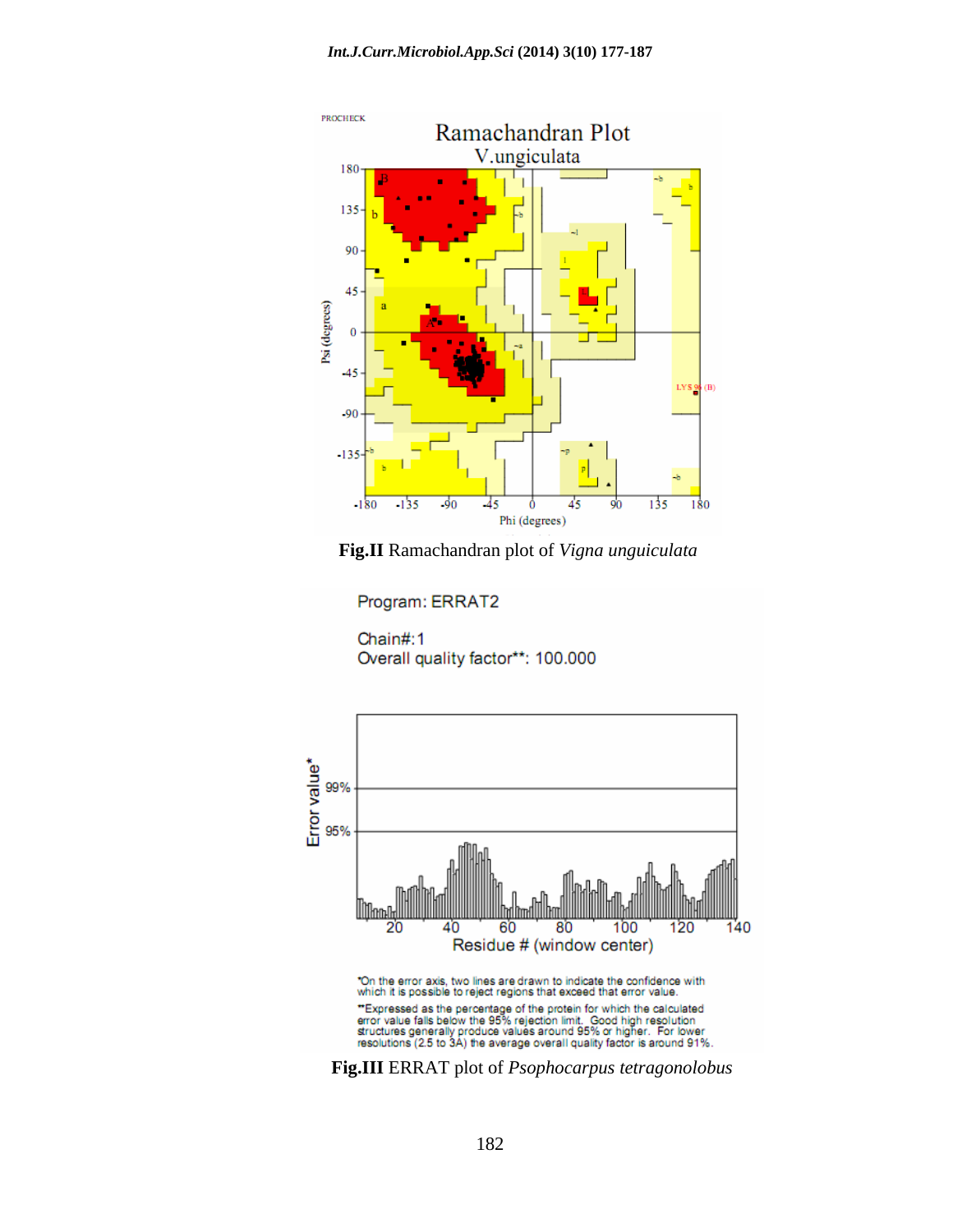Fig.II Ramachandran plot of *Vigna unguiculata*

Fig.III ERRAT plot of *Psophocarpus tetragonolobus*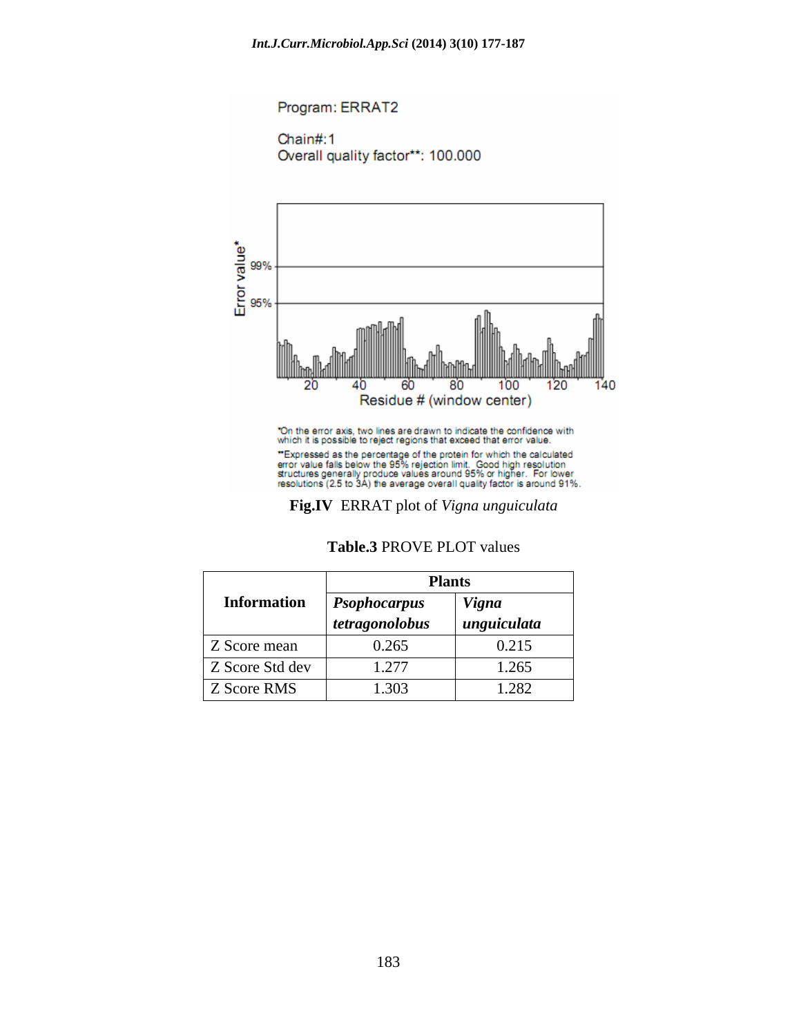Program: ERRAT2

Chain#:1
Overall quality factor**: 100.000

*On the error axis, two lines are drawn to indicate the confidence with which it is possible to reject regions that exceed that error value.

**Expressed as the percentage of the protein for which the calculated error value falls below the 95% rejection limit. Good high resolution structures generally produce values around 95% or higher. For lower resolutions (2.5 to 3A) the average overall quality factor is around 91%.

**Fig.IV** ERRAT plot of *Vigna unguiculata*

**Table.3** PROVE PLOT values

| Information | Plants | |
|---|---|---|
| | *Psophocarpus tetragonolobus* | *Vigna unguiculata* |
| Z Score mean | 0.265 | 0.215 |
| Z Score Std dev | 1.277 | 1.265 |
| Z Score RMS | 1.303 | 1.282 |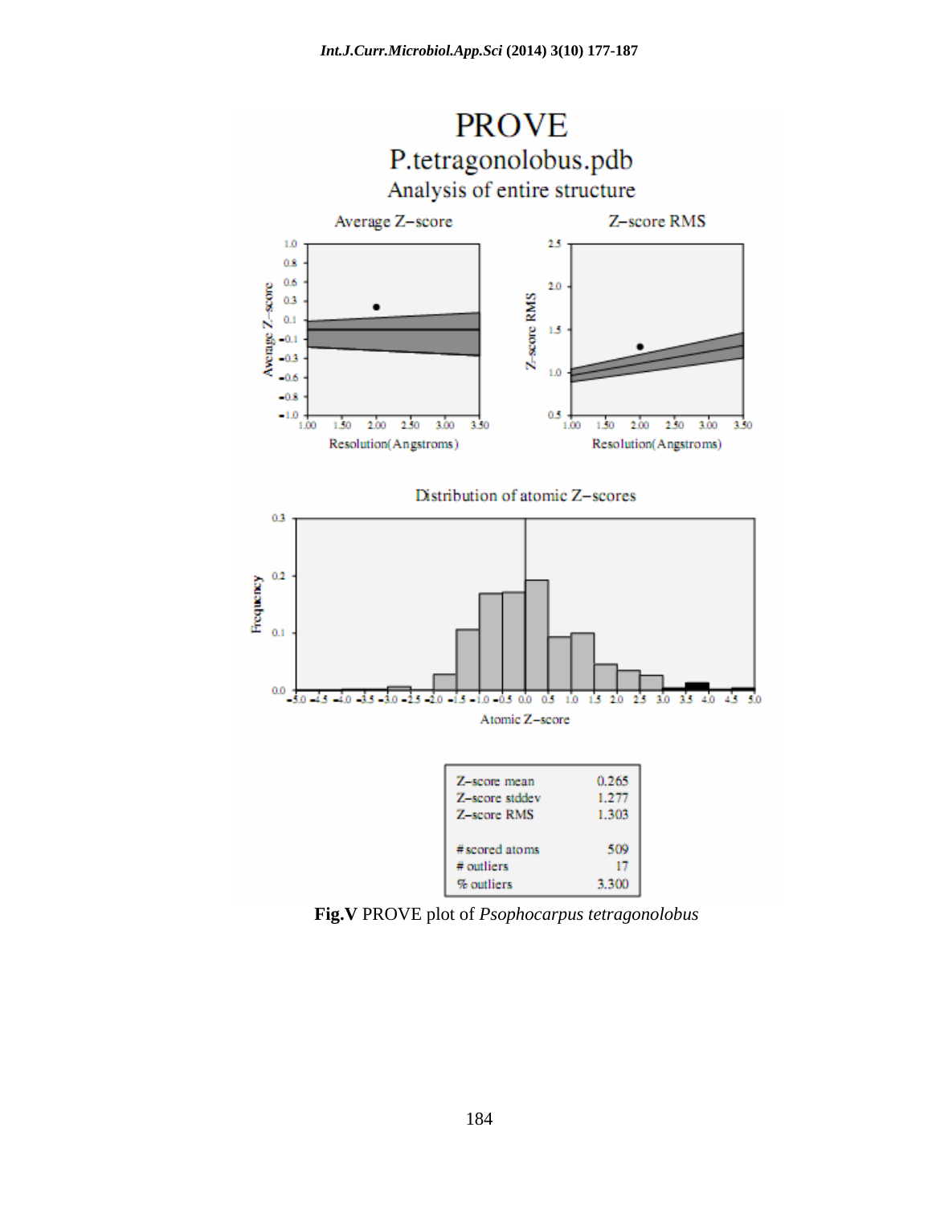PROVE

P.tetragonolobus.pdb

Analysis of entire structure

| Z-score mean | 0.265 |
| --- | --- |
| Z-score stddev | 1.277 |
| Z-score RMS | 1.303 |
| # scored atoms | 509 |
| # outliers | 17 |
| % outliers | 3.300 |

**Fig.V** PROVE plot of *Psophocarpus tetragonolobus*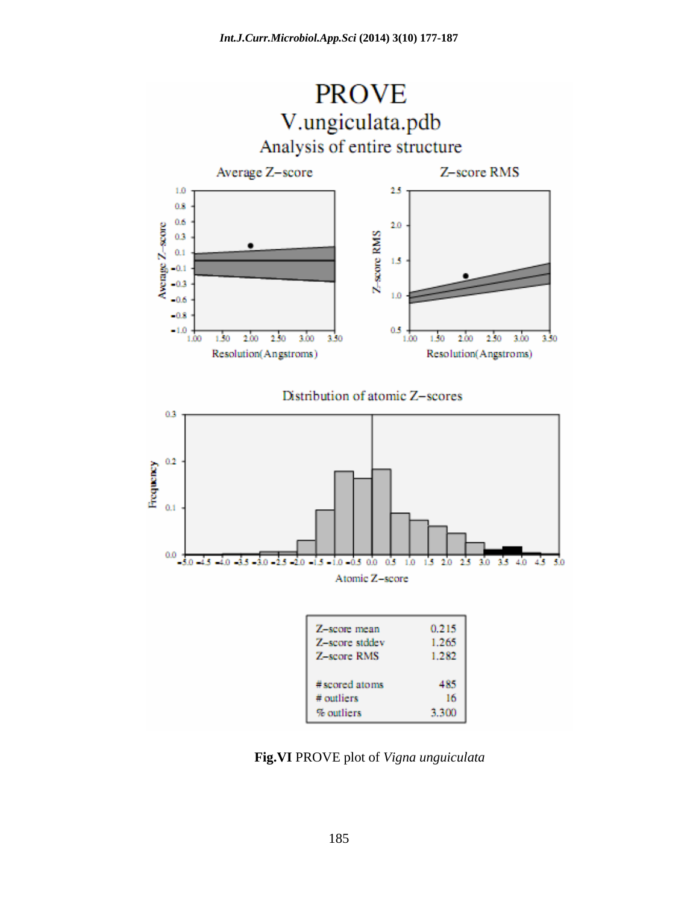# PROVE

## V.ungiculata.pdb

### Analysis of entire structure

| Z-score mean | 0.215 |
| --- | --- |
| Z-score stddev | 1.265 |
| Z-score RMS | 1.282 |
| # scored atoms | 485 |
| # outliers | 16 |
| % outliers | 3.300 |

**Fig.VI** PROVE plot of *Vigna unguiculata*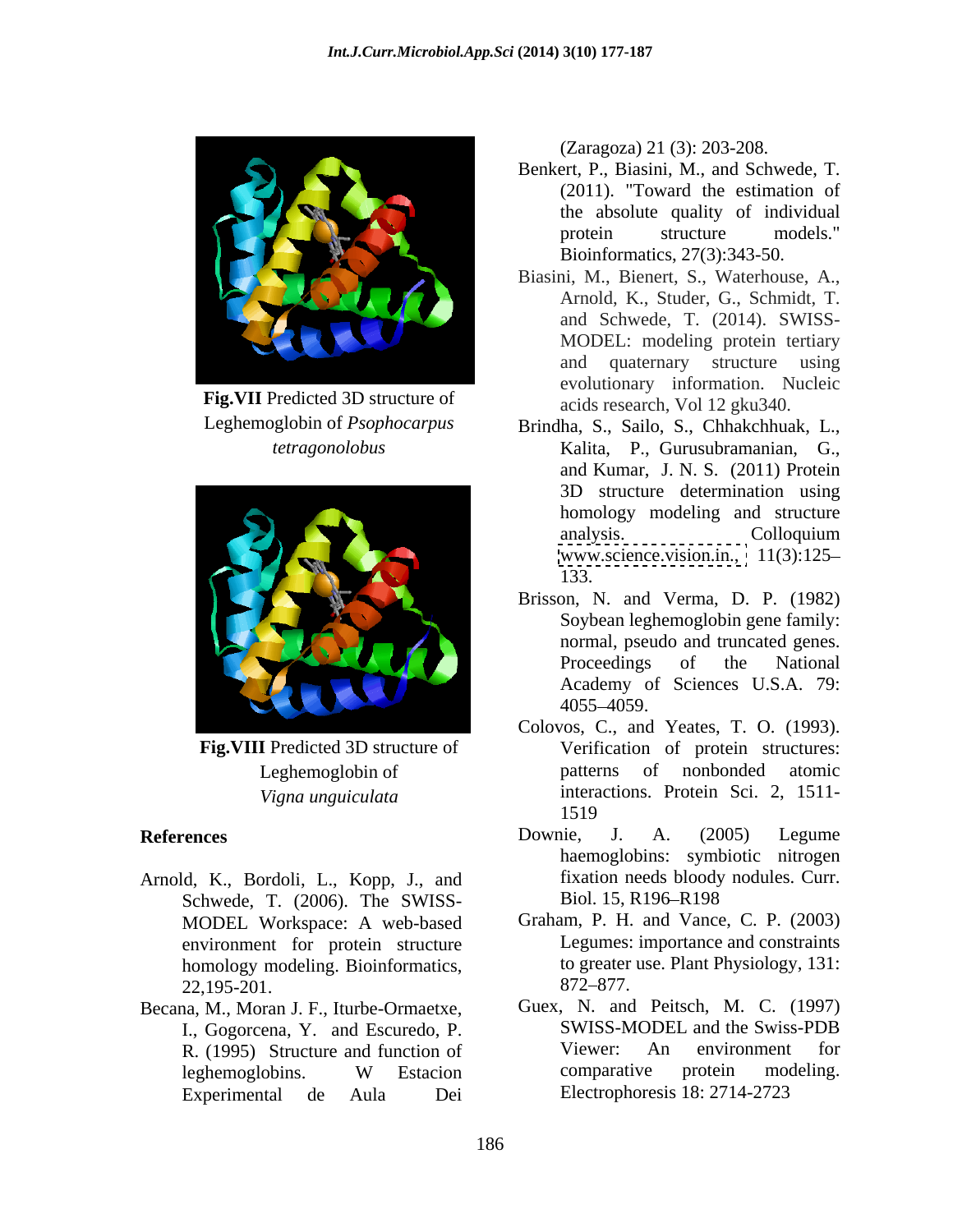Fig.VII Predicted 3D structure of Leghemoglobin of *Psophocarpus tetragonolobus*

Fig.VIII Predicted 3D structure of Leghemoglobin of *Vigna unguiculata*

## References

Arnold, K., Bordoli, L., Kopp, J., and Schwede, T. (2006). The SWISS-MODEL Workspace: A web-based environment for protein structure homology modeling. Bioinformatics, 22,195-201.

Becana, M., Moran J. F., Iturbe-Ormaetxe, I., Gogorcena, Y. and Escuredo, P. R. (1995) Structure and function of leghemoglobins. W Estacion Experimental de Aula Dei (Zaragoza) 21 (3): 203-208.

Benkert, P., Biasini, M., and Schwede, T. (2011). "Toward the estimation of the absolute quality of individual protein structure models." Bioinformatics, 27(3):343-50.

Biasini, M., Bienert, S., Waterhouse, A., Arnold, K., Studer, G., Schmidt, T. and Schwede, T. (2014). SWISS-MODEL: modeling protein tertiary and quaternary structure using evolutionary information. Nucleic acids research, Vol 12 gku340.

Brindha, S., Sailo, S., Chhakchhuak, L., Kalita, P., Gurusubramanian, G., and Kumar, J. N. S. (2011) Protein 3D structure determination using homology modeling and structure analysis. Colloquium www.science.vision.in., 11(3):125–133.

Brisson, N. and Verma, D. P. (1982) Soybean leghemoglobin gene family: normal, pseudo and truncated genes. Proceedings of the National Academy of Sciences U.S.A. 79: 4055–4059.

Colovos, C., and Yeates, T. O. (1993). Verification of protein structures: patterns of nonbonded atomic interactions. Protein Sci. 2, 1511-1519

Downie, J. A. (2005) Legume haemoglobins: symbiotic nitrogen fixation needs bloody nodules. Curr. Biol. 15, R196–R198

Graham, P. H. and Vance, C. P. (2003) Legumes: importance and constraints to greater use. Plant Physiology, 131: 872–877.

Guex, N. and Peitsch, M. C. (1997) SWISS-MODEL and the Swiss-PDB Viewer: An environment for comparative protein modeling. Electrophoresis 18: 2714-2723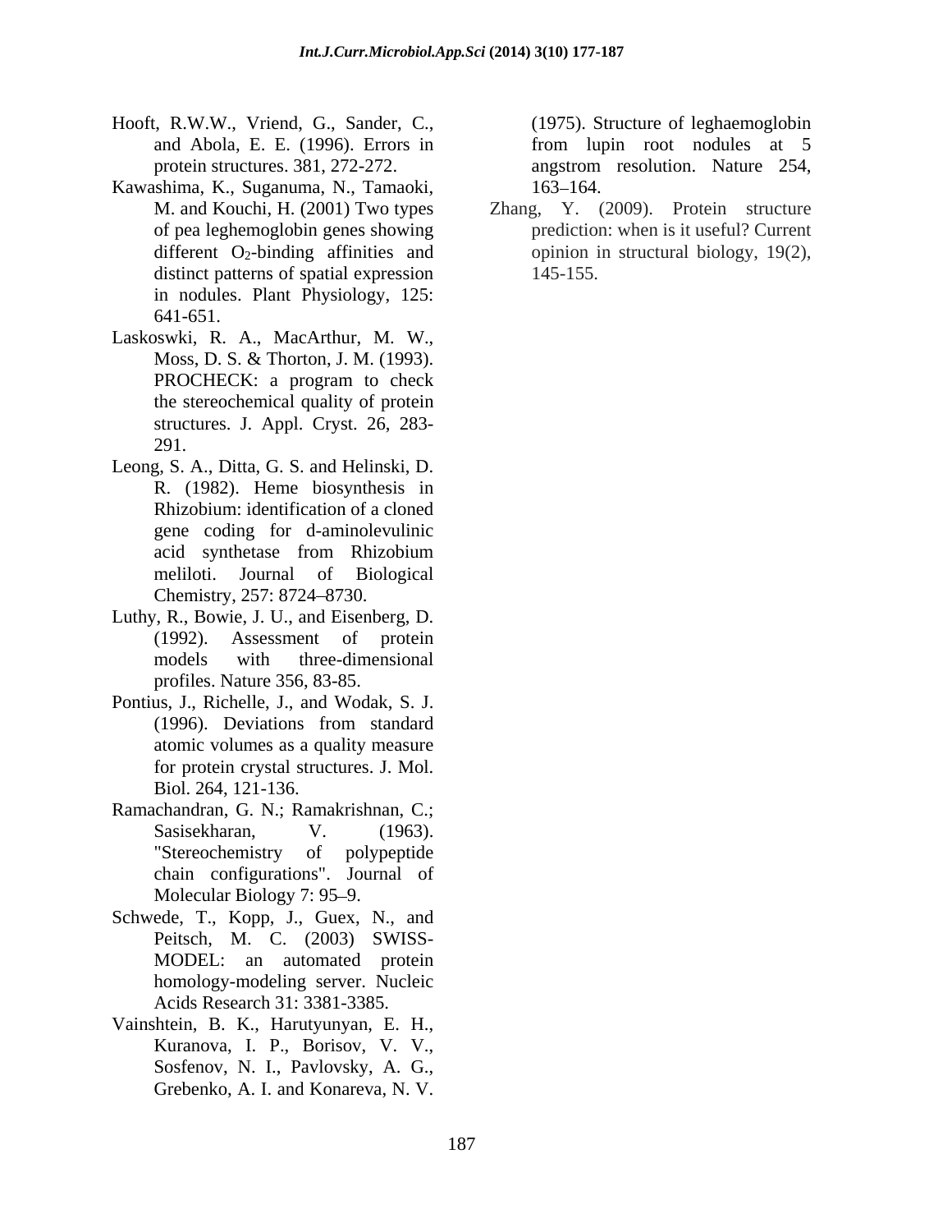Hooft, R.W.W., Vriend, G., Sander, C., and Abola, E. E. (1996). Errors in protein structures. 381, 272-272.

Kawashima, K., Suganuma, N., Tamaoki, M. and Kouchi, H. (2001) Two types of pea leghemoglobin genes showing different $O_2$-binding affinities and distinct patterns of spatial expression in nodules. Plant Physiology, 125: 641-651.

Laskoswki, R. A., MacArthur, M. W., Moss, D. S. & Thorton, J. M. (1993). PROCHECK: a program to check the stereochemical quality of protein structures. J. Appl. Cryst. 26, 283-291.

Leong, S. A., Ditta, G. S. and Helinski, D. R. (1982). Heme biosynthesis in Rhizobium: identification of a cloned gene coding for d-aminolevulinic acid synthetase from Rhizobium meliloti. Journal of Biological Chemistry, 257: 8724–8730.

Luthy, R., Bowie, J. U., and Eisenberg, D. (1992). Assessment of protein models with three-dimensional profiles. Nature 356, 83-85.

Pontius, J., Richelle, J., and Wodak, S. J. (1996). Deviations from standard atomic volumes as a quality measure for protein crystal structures. J. Mol. Biol. 264, 121-136.

Ramachandran, G. N.; Ramakrishnan, C.; Sasisekharan, V. (1963). "Stereochemistry of polypeptide chain configurations". Journal of Molecular Biology 7: 95–9.

Schwede, T., Kopp, J., Guex, N., and Peitsch, M. C. (2003) SWISS-MODEL: an automated protein homology-modeling server. Nucleic Acids Research 31: 3381-3385.

Vainshtein, B. K., Harutyunyan, E. H., Kuranova, I. P., Borisov, V. V., Sosfenov, N. I., Pavlovsky, A. G., Grebenko, A. I. and Konareva, N. V. (1975). Structure of leghaemoglobin from lupin root nodules at 5 angstrom resolution. Nature 254, 163–164.

Zhang, Y. (2009). Protein structure prediction: when is it useful? Current opinion in structural biology, 19(2), 145-155.